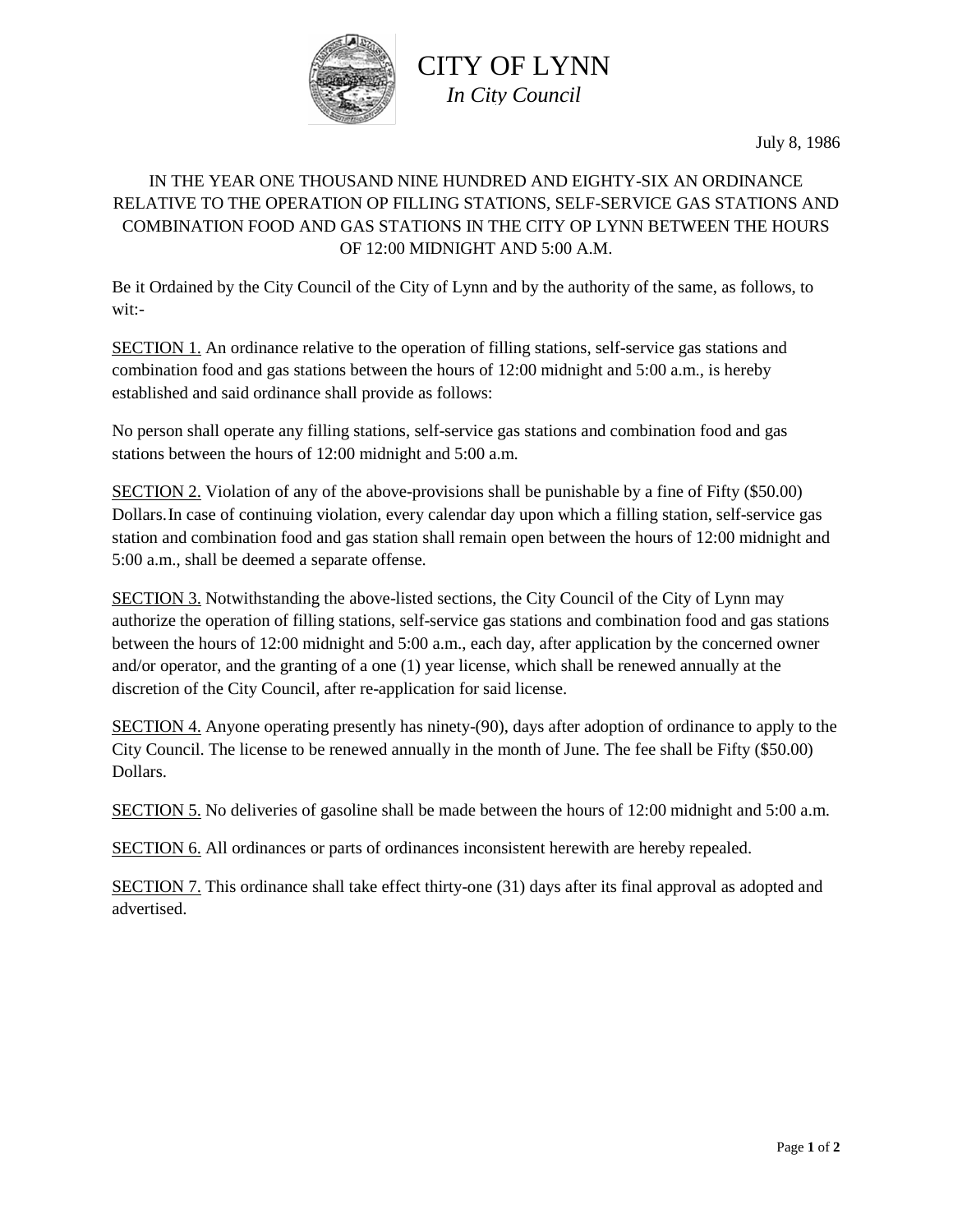# CITY OF LYNN

*In City Council*

July 8, 1986

IN THE YEAR ONE THOUSAND NINE HUNDRED AND EIGHTY-SIX AN ORDINANCE RELATIVE TO THE OPERATION OP FILLING STATIONS, SELF-SERVICE GAS STATIONS AND COMBINATION FOOD AND GAS STATIONS IN THE CITY OP LYNN BETWEEN THE HOURS OF 12:00 MIDNIGHT AND 5:00 A.M.

Be it Ordained by the City Council of the City of Lynn and by the authority of the same, as follows, to wit:-

<u>SECTION 1.</u> An ordinance relative to the operation of filling stations, self-service gas stations and combination food and gas stations between the hours of 12:00 midnight and 5:00 a.m., is hereby established and said ordinance shall provide as follows:

No person shall operate any filling stations, self-service gas stations and combination food and gas stations between the hours of 12:00 midnight and 5:00 a.m.

<u>SECTION 2.</u> Violation of any of the above-provisions shall be punishable by a fine of Fifty ($50.00) Dollars. In case of continuing violation, every calendar day upon which a filling station, self-service gas station and combination food and gas station shall remain open between the hours of 12:00 midnight and 5:00 a.m., shall be deemed a separate offense.

<u>SECTION 3.</u> Notwithstanding the above-listed sections, the City Council of the City of Lynn may authorize the operation of filling stations, self-service gas stations and combination food and gas stations between the hours of 12:00 midnight and 5:00 a.m., each day, after application by the concerned owner and/or operator, and the granting of a one (1) year license, which shall be renewed annually at the discretion of the City Council, after re-application for said license.

<u>SECTION 4.</u> Anyone operating presently has ninety-(90), days after adoption of ordinance to apply to the City Council. The license to be renewed annually in the month of June. The fee shall be Fifty ($50.00) Dollars.

<u>SECTION 5.</u> No deliveries of gasoline shall be made between the hours of 12:00 midnight and 5:00 a.m.

<u>SECTION 6.</u> All ordinances or parts of ordinances inconsistent herewith are hereby repealed.

<u>SECTION 7.</u> This ordinance shall take effect thirty-one (31) days after its final approval as adopted and advertised.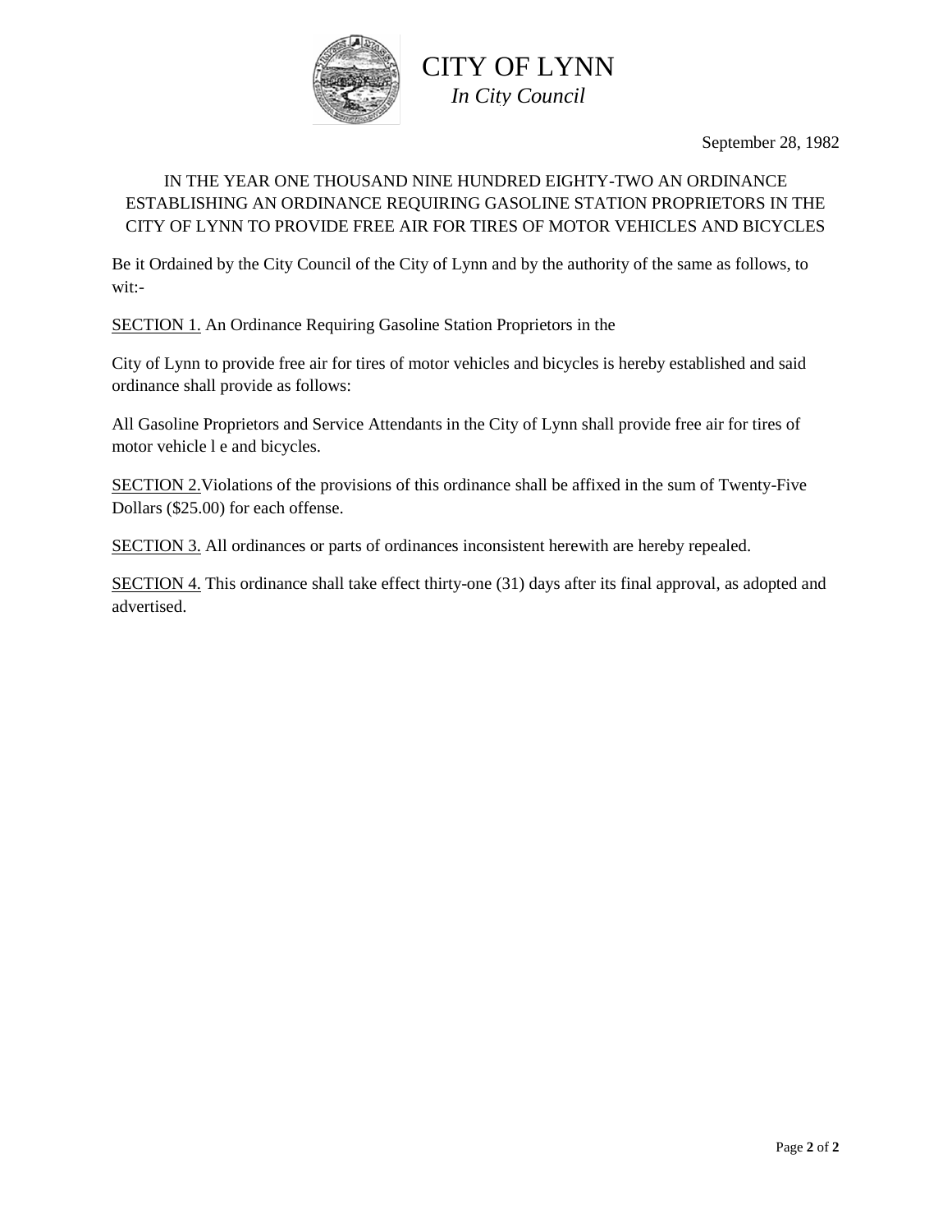# CITY OF LYNN

*In City Council*

September 28, 1982

IN THE YEAR ONE THOUSAND NINE HUNDRED EIGHTY-TWO AN ORDINANCE ESTABLISHING AN ORDINANCE REQUIRING GASOLINE STATION PROPRIETORS IN THE CITY OF LYNN TO PROVIDE FREE AIR FOR TIRES OF MOTOR VEHICLES AND BICYCLES

Be it Ordained by the City Council of the City of Lynn and by the authority of the same as follows, to wit:-

<u>SECTION 1.</u> An Ordinance Requiring Gasoline Station Proprietors in the

City of Lynn to provide free air for tires of motor vehicles and bicycles is hereby established and said ordinance shall provide as follows:

All Gasoline Proprietors and Service Attendants in the City of Lynn shall provide free air for tires of motor vehicle l e and bicycles.

<u>SECTION 2.</u>Violations of the provisions of this ordinance shall be affixed in the sum of Twenty-Five Dollars ($25.00) for each offense.

<u>SECTION 3.</u> All ordinances or parts of ordinances inconsistent herewith are hereby repealed.

<u>SECTION 4.</u> This ordinance shall take effect thirty-one (31) days after its final approval, as adopted and advertised.